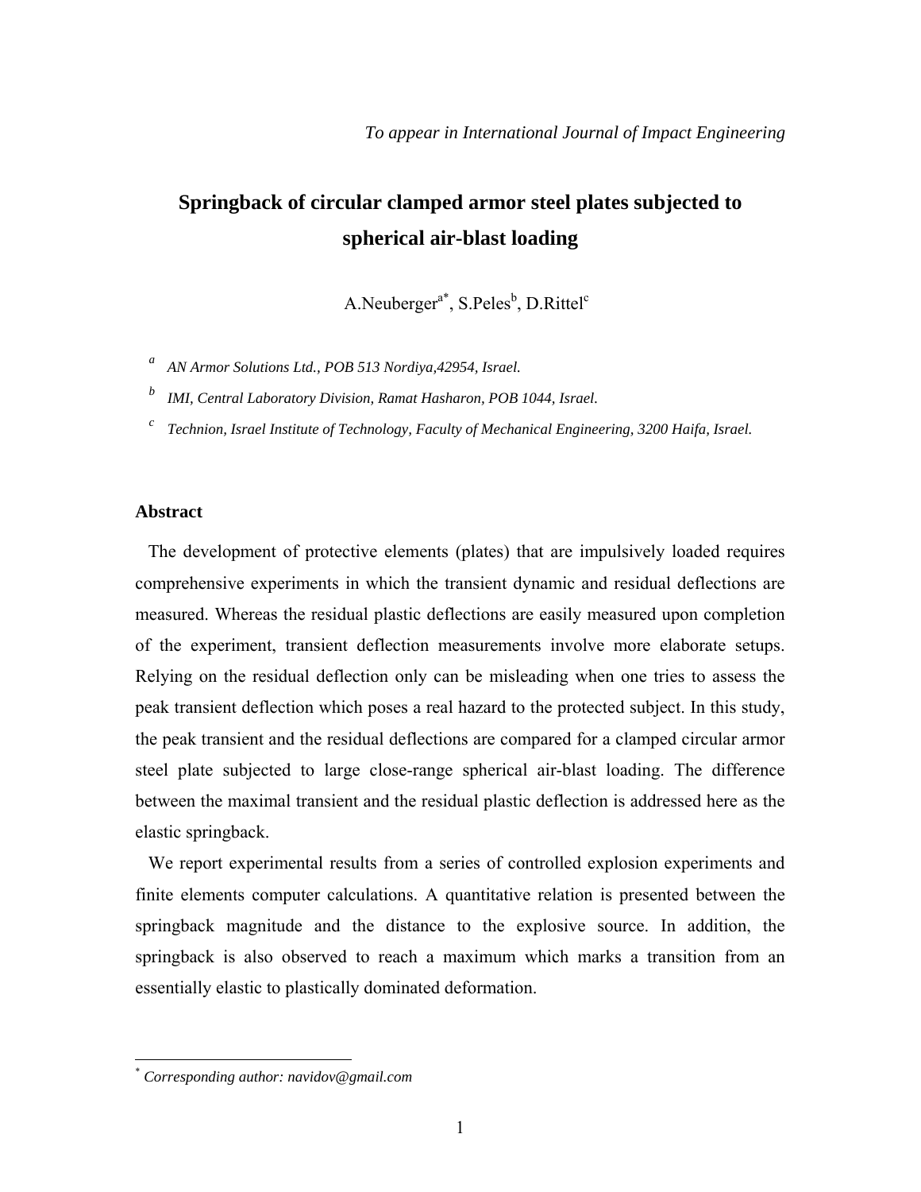*To appear in International Journal of Impact Engineering*

# Springback of circular clamped armor steel plates subjected to spherical air-blast loading

A.Neuberger[a*], S.Peles[b], D.Rittel[c]

[a] *AN Armor Solutions Ltd., POB 513 Nordiya,42954, Israel.*

[b] *IMI, Central Laboratory Division, Ramat Hasharon, POB 1044, Israel.*

[c] *Technion, Israel Institute of Technology, Faculty of Mechanical Engineering, 3200 Haifa, Israel.*

## Abstract

The development of protective elements (plates) that are impulsively loaded requires comprehensive experiments in which the transient dynamic and residual deflections are measured. Whereas the residual plastic deflections are easily measured upon completion of the experiment, transient deflection measurements involve more elaborate setups. Relying on the residual deflection only can be misleading when one tries to assess the peak transient deflection which poses a real hazard to the protected subject. In this study, the peak transient and the residual deflections are compared for a clamped circular armor steel plate subjected to large close-range spherical air-blast loading. The difference between the maximal transient and the residual plastic deflection is addressed here as the elastic springback.

We report experimental results from a series of controlled explosion experiments and finite elements computer calculations. A quantitative relation is presented between the springback magnitude and the distance to the explosive source. In addition, the springback is also observed to reach a maximum which marks a transition from an essentially elastic to plastically dominated deformation.

[*] *Corresponding author: navidov@gmail.com*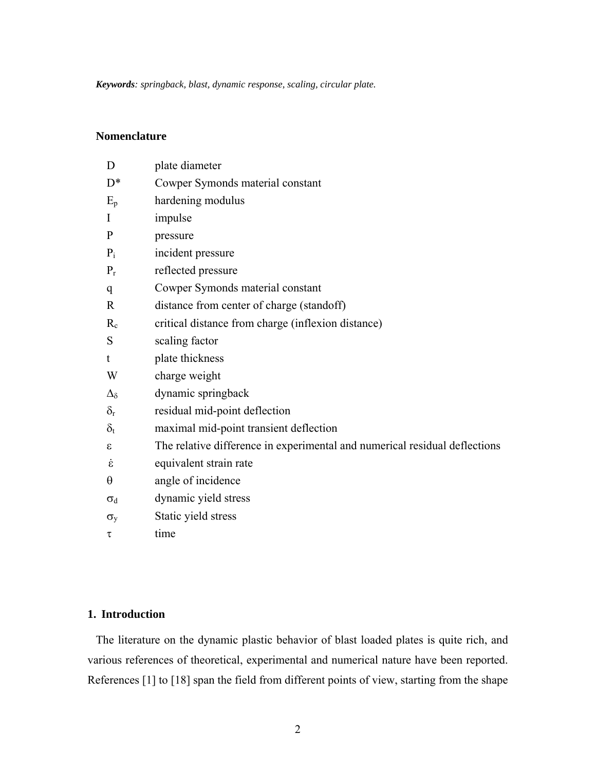***Keywords**: springback, blast, dynamic response, scaling, circular plate.*

## Nomenclature

| | |
|---|---|
| D | plate diameter |
| D* | Cowper Symonds material constant |
| $E_p$ | hardening modulus |
| I | impulse |
| P | pressure |
| $P_i$ | incident pressure |
| $P_r$ | reflected pressure |
| q | Cowper Symonds material constant |
| R | distance from center of charge (standoff) |
| $R_c$ | critical distance from charge (inflexion distance) |
| S | scaling factor |
| t | plate thickness |
| W | charge weight |
| $\Delta_\delta$ | dynamic springback |
| $\delta_r$ | residual mid-point deflection |
| $\delta_t$ | maximal mid-point transient deflection |
| $\varepsilon$ | The relative difference in experimental and numerical residual deflections |
| $\dot{\varepsilon}$ | equivalent strain rate |
| $\theta$ | angle of incidence |
| $\sigma_d$ | dynamic yield stress |
| $\sigma_y$ | Static yield stress |
| $\tau$ | time |

## 1. Introduction

The literature on the dynamic plastic behavior of blast loaded plates is quite rich, and various references of theoretical, experimental and numerical nature have been reported. References [1] to [18] span the field from different points of view, starting from the shape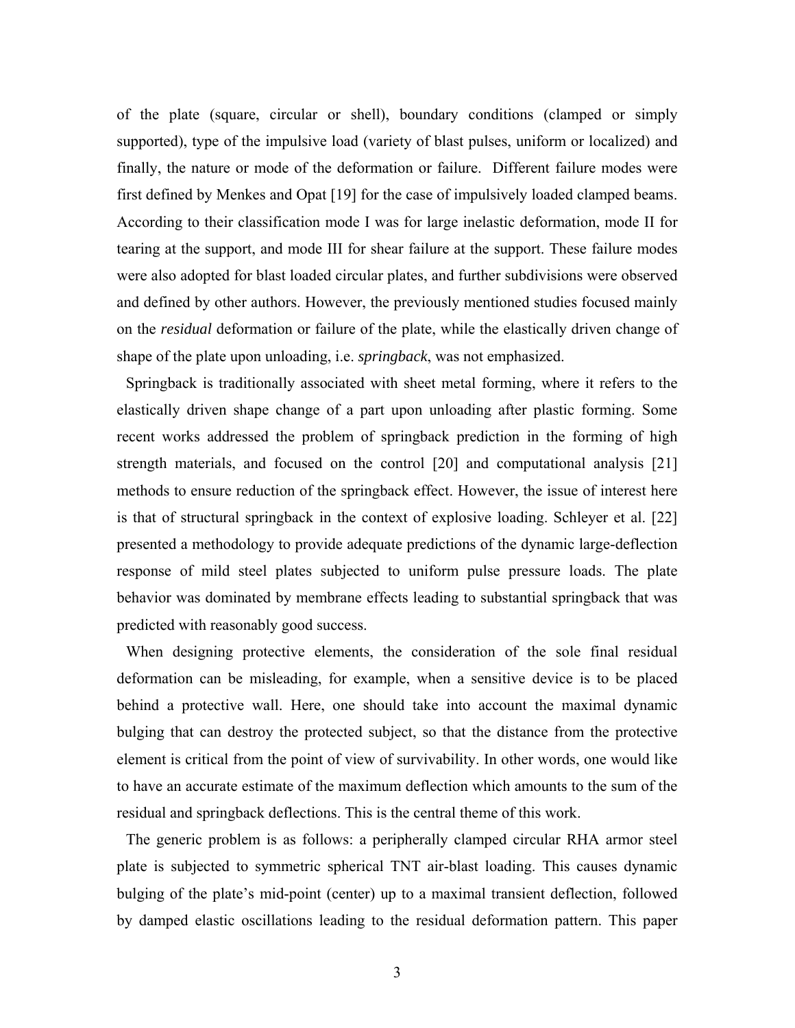of the plate (square, circular or shell), boundary conditions (clamped or simply supported), type of the impulsive load (variety of blast pulses, uniform or localized) and finally, the nature or mode of the deformation or failure. Different failure modes were first defined by Menkes and Opat [19] for the case of impulsively loaded clamped beams. According to their classification mode I was for large inelastic deformation, mode II for tearing at the support, and mode III for shear failure at the support. These failure modes were also adopted for blast loaded circular plates, and further subdivisions were observed and defined by other authors. However, the previously mentioned studies focused mainly on the *residual* deformation or failure of the plate, while the elastically driven change of shape of the plate upon unloading, i.e. *springback*, was not emphasized.

Springback is traditionally associated with sheet metal forming, where it refers to the elastically driven shape change of a part upon unloading after plastic forming. Some recent works addressed the problem of springback prediction in the forming of high strength materials, and focused on the control [20] and computational analysis [21] methods to ensure reduction of the springback effect. However, the issue of interest here is that of structural springback in the context of explosive loading. Schleyer et al. [22] presented a methodology to provide adequate predictions of the dynamic large-deflection response of mild steel plates subjected to uniform pulse pressure loads. The plate behavior was dominated by membrane effects leading to substantial springback that was predicted with reasonably good success.

When designing protective elements, the consideration of the sole final residual deformation can be misleading, for example, when a sensitive device is to be placed behind a protective wall. Here, one should take into account the maximal dynamic bulging that can destroy the protected subject, so that the distance from the protective element is critical from the point of view of survivability. In other words, one would like to have an accurate estimate of the maximum deflection which amounts to the sum of the residual and springback deflections. This is the central theme of this work.

The generic problem is as follows: a peripherally clamped circular RHA armor steel plate is subjected to symmetric spherical TNT air-blast loading. This causes dynamic bulging of the plate's mid-point (center) up to a maximal transient deflection, followed by damped elastic oscillations leading to the residual deformation pattern. This paper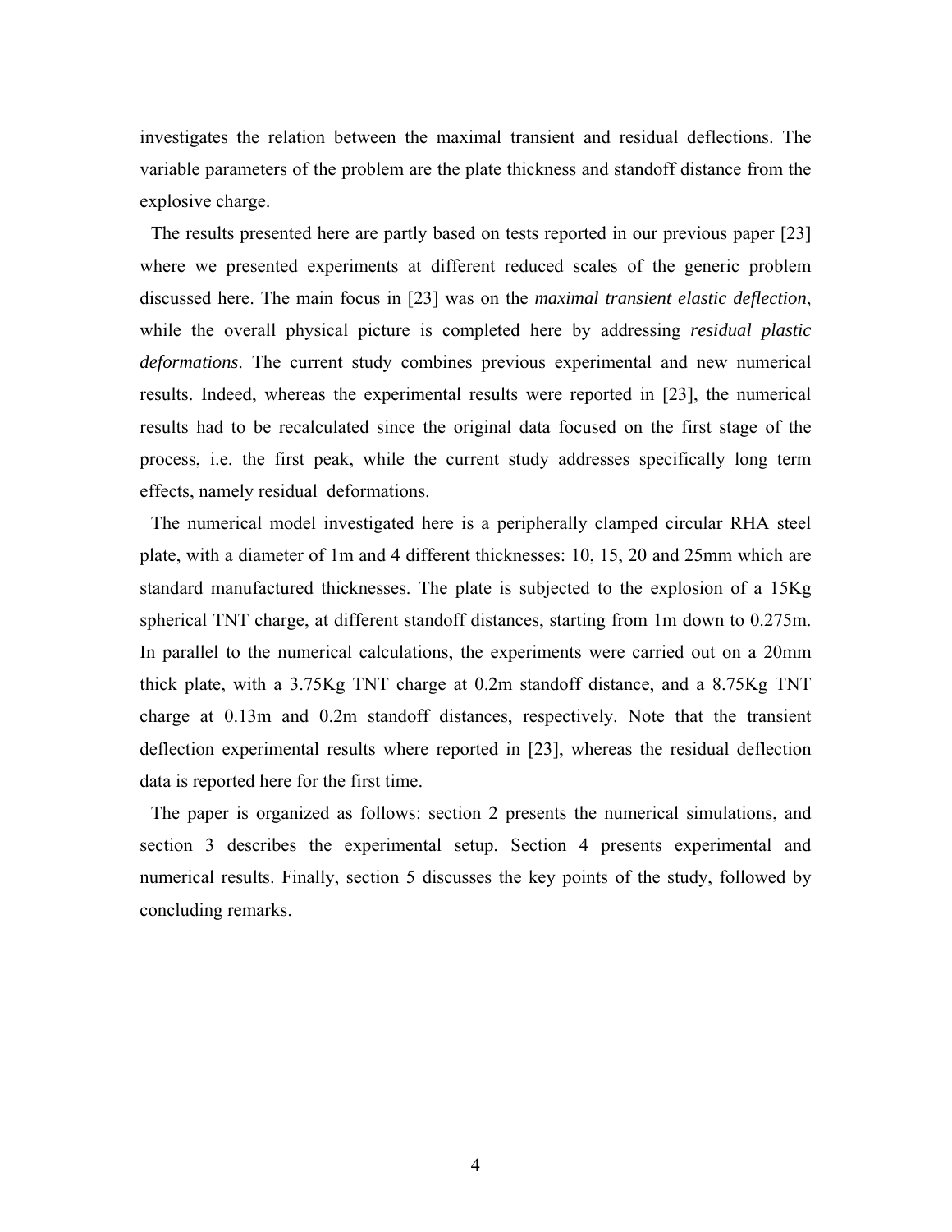investigates the relation between the maximal transient and residual deflections. The variable parameters of the problem are the plate thickness and standoff distance from the explosive charge.

The results presented here are partly based on tests reported in our previous paper [23] where we presented experiments at different reduced scales of the generic problem discussed here. The main focus in [23] was on the *maximal transient elastic deflection*, while the overall physical picture is completed here by addressing *residual plastic deformations*. The current study combines previous experimental and new numerical results. Indeed, whereas the experimental results were reported in [23], the numerical results had to be recalculated since the original data focused on the first stage of the process, i.e. the first peak, while the current study addresses specifically long term effects, namely residual deformations.

The numerical model investigated here is a peripherally clamped circular RHA steel plate, with a diameter of 1m and 4 different thicknesses: 10, 15, 20 and 25mm which are standard manufactured thicknesses. The plate is subjected to the explosion of a 15Kg spherical TNT charge, at different standoff distances, starting from 1m down to 0.275m. In parallel to the numerical calculations, the experiments were carried out on a 20mm thick plate, with a 3.75Kg TNT charge at 0.2m standoff distance, and a 8.75Kg TNT charge at 0.13m and 0.2m standoff distances, respectively. Note that the transient deflection experimental results where reported in [23], whereas the residual deflection data is reported here for the first time.

The paper is organized as follows: section 2 presents the numerical simulations, and section 3 describes the experimental setup. Section 4 presents experimental and numerical results. Finally, section 5 discusses the key points of the study, followed by concluding remarks.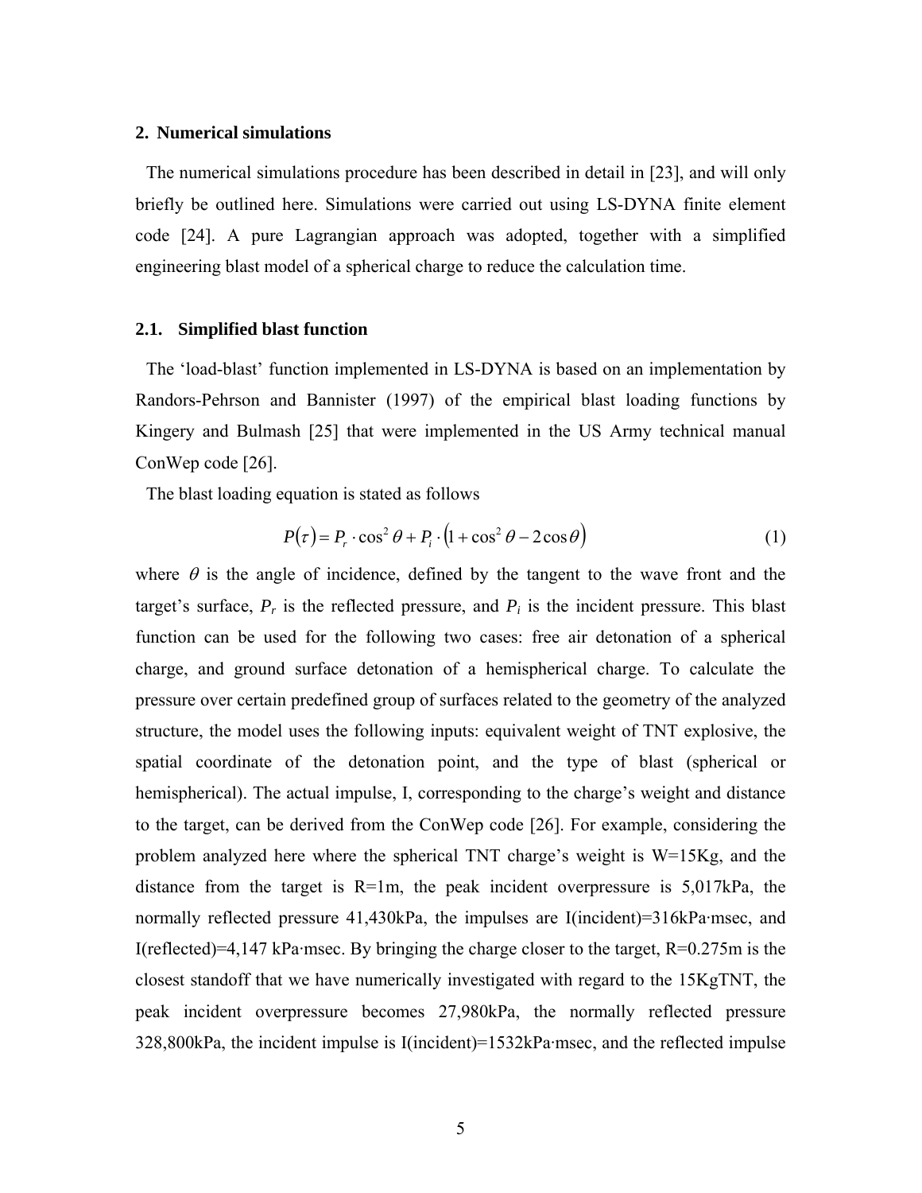## 2. Numerical simulations

The numerical simulations procedure has been described in detail in [23], and will only briefly be outlined here. Simulations were carried out using LS-DYNA finite element code [24]. A pure Lagrangian approach was adopted, together with a simplified engineering blast model of a spherical charge to reduce the calculation time.

### 2.1. Simplified blast function

The 'load-blast' function implemented in LS-DYNA is based on an implementation by Randors-Pehrson and Bannister (1997) of the empirical blast loading functions by Kingery and Bulmash [25] that were implemented in the US Army technical manual ConWep code [26].

The blast loading equation is stated as follows

$$P(\tau) = P_r \cdot \cos^2\theta + P_i \cdot \left(1 + \cos^2\theta - 2\cos\theta\right) \tag{1}$$

where $\theta$ is the angle of incidence, defined by the tangent to the wave front and the target's surface, $P_r$ is the reflected pressure, and $P_i$ is the incident pressure. This blast function can be used for the following two cases: free air detonation of a spherical charge, and ground surface detonation of a hemispherical charge. To calculate the pressure over certain predefined group of surfaces related to the geometry of the analyzed structure, the model uses the following inputs: equivalent weight of TNT explosive, the spatial coordinate of the detonation point, and the type of blast (spherical or hemispherical). The actual impulse, I, corresponding to the charge's weight and distance to the target, can be derived from the ConWep code [26]. For example, considering the problem analyzed here where the spherical TNT charge's weight is W=15Kg, and the distance from the target is R=1m, the peak incident overpressure is 5,017kPa, the normally reflected pressure 41,430kPa, the impulses are I(incident)=316kPa·msec, and I(reflected)=4,147 kPa·msec. By bringing the charge closer to the target, R=0.275m is the closest standoff that we have numerically investigated with regard to the 15KgTNT, the peak incident overpressure becomes 27,980kPa, the normally reflected pressure 328,800kPa, the incident impulse is I(incident)=1532kPa·msec, and the reflected impulse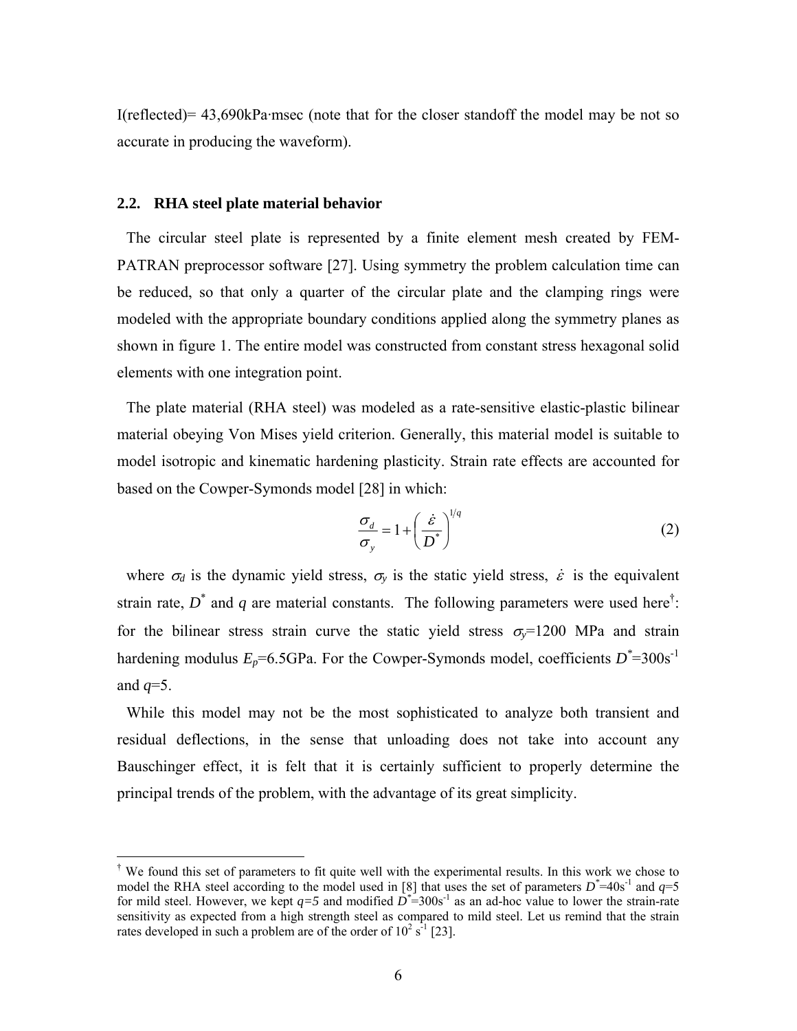I(reflected)= 43,690kPa·msec (note that for the closer standoff the model may be not so accurate in producing the waveform).

### 2.2. RHA steel plate material behavior

The circular steel plate is represented by a finite element mesh created by FEM-PATRAN preprocessor software [27]. Using symmetry the problem calculation time can be reduced, so that only a quarter of the circular plate and the clamping rings were modeled with the appropriate boundary conditions applied along the symmetry planes as shown in figure 1. The entire model was constructed from constant stress hexagonal solid elements with one integration point.

The plate material (RHA steel) was modeled as a rate-sensitive elastic-plastic bilinear material obeying Von Mises yield criterion. Generally, this material model is suitable to model isotropic and kinematic hardening plasticity. Strain rate effects are accounted for based on the Cowper-Symonds model [28] in which:

$$\frac{\sigma_d}{\sigma_y} = 1 + \left( \frac{\dot{\varepsilon}}{D^*} \right)^{1/q} \tag{2}$$

where $\sigma_d$ is the dynamic yield stress, $\sigma_y$ is the static yield stress, $\dot{\varepsilon}$ is the equivalent strain rate, $D^*$ and $q$ are material constants. The following parameters were used here[†]: for the bilinear stress strain curve the static yield stress $\sigma_y$=1200 MPa and strain hardening modulus $E_p$=6.5GPa. For the Cowper-Symonds model, coefficients $D^*$=300s$^{-1}$ and $q$=5.

While this model may not be the most sophisticated to analyze both transient and residual deflections, in the sense that unloading does not take into account any Bauschinger effect, it is felt that it is certainly sufficient to properly determine the principal trends of the problem, with the advantage of its great simplicity.

---

[†] We found this set of parameters to fit quite well with the experimental results. In this work we chose to model the RHA steel according to the model used in [8] that uses the set of parameters $D^*$=40s$^{-1}$ and $q$=5 for mild steel. However, we kept $q=5$ and modified $D^*$=300s$^{-1}$ as an ad-hoc value to lower the strain-rate sensitivity as expected from a high strength steel as compared to mild steel. Let us remind that the strain rates developed in such a problem are of the order of $10^2$ s$^{-1}$ [23].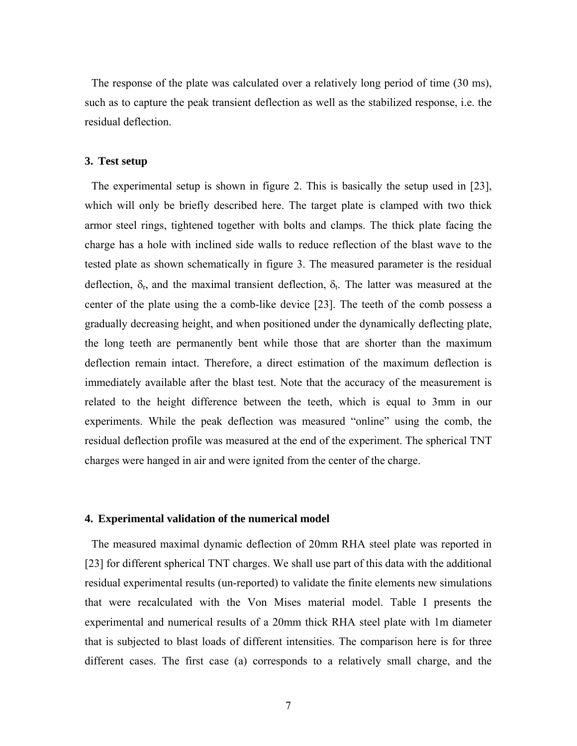The response of the plate was calculated over a relatively long period of time (30 ms), such as to capture the peak transient deflection as well as the stabilized response, i.e. the residual deflection.

## 3. Test setup

The experimental setup is shown in figure 2. This is basically the setup used in [23], which will only be briefly described here. The target plate is clamped with two thick armor steel rings, tightened together with bolts and clamps. The thick plate facing the charge has a hole with inclined side walls to reduce reflection of the blast wave to the tested plate as shown schematically in figure 3. The measured parameter is the residual deflection, $\delta_r$, and the maximal transient deflection, $\delta_t$. The latter was measured at the center of the plate using the a comb-like device [23]. The teeth of the comb possess a gradually decreasing height, and when positioned under the dynamically deflecting plate, the long teeth are permanently bent while those that are shorter than the maximum deflection remain intact. Therefore, a direct estimation of the maximum deflection is immediately available after the blast test. Note that the accuracy of the measurement is related to the height difference between the teeth, which is equal to 3mm in our experiments. While the peak deflection was measured "online" using the comb, the residual deflection profile was measured at the end of the experiment. The spherical TNT charges were hanged in air and were ignited from the center of the charge.

## 4. Experimental validation of the numerical model

The measured maximal dynamic deflection of 20mm RHA steel plate was reported in [23] for different spherical TNT charges. We shall use part of this data with the additional residual experimental results (un-reported) to validate the finite elements new simulations that were recalculated with the Von Mises material model. Table I presents the experimental and numerical results of a 20mm thick RHA steel plate with 1m diameter that is subjected to blast loads of different intensities. The comparison here is for three different cases. The first case (a) corresponds to a relatively small charge, and the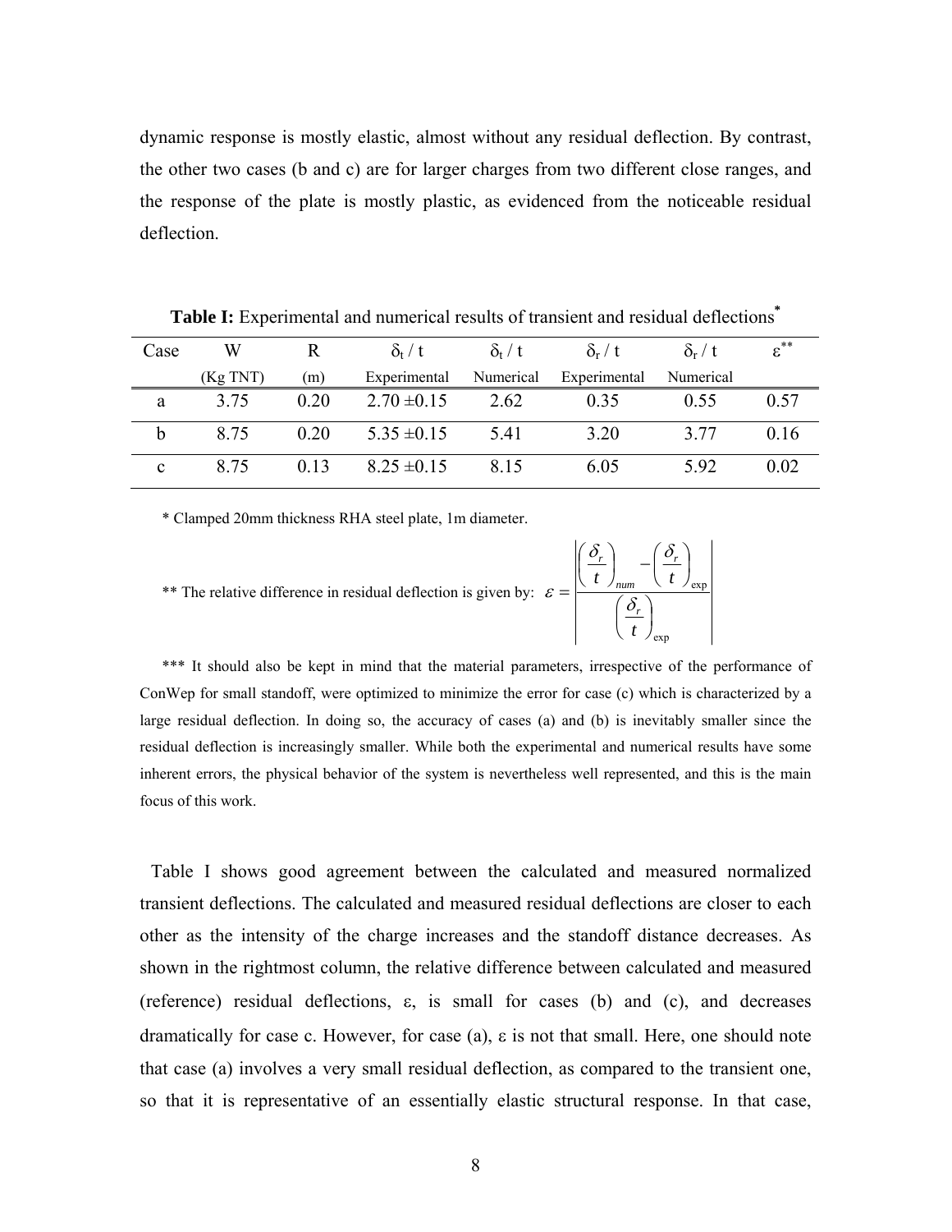dynamic response is mostly elastic, almost without any residual deflection. By contrast, the other two cases (b and c) are for larger charges from two different close ranges, and the response of the plate is mostly plastic, as evidenced from the noticeable residual deflection.

**Table I:** Experimental and numerical results of transient and residual deflections*

| Case | W (Kg TNT) | R (m) | $\delta_t$ / t Experimental | $\delta_t$ / t Numerical | $\delta_r$ / t Experimental | $\delta_r$ / t Numerical | $\varepsilon$** |
|---|---|---|---|---|---|---|---|
| a | 3.75 | 0.20 | 2.70 ±0.15 | 2.62 | 0.35 | 0.55 | 0.57 |
| b | 8.75 | 0.20 | 5.35 ±0.15 | 5.41 | 3.20 | 3.77 | 0.16 |
| c | 8.75 | 0.13 | 8.25 ±0.15 | 8.15 | 6.05 | 5.92 | 0.02 |

\* Clamped 20mm thickness RHA steel plate, 1m diameter.

** The relative difference in residual deflection is given by: $\varepsilon = \left| \dfrac{\left(\dfrac{\delta_r}{t}\right)_{num} - \left(\dfrac{\delta_r}{t}\right)_{\exp}}{\left(\dfrac{\delta_r}{t}\right)_{\exp}} \right|$

*** It should also be kept in mind that the material parameters, irrespective of the performance of ConWep for small standoff, were optimized to minimize the error for case (c) which is characterized by a large residual deflection. In doing so, the accuracy of cases (a) and (b) is inevitably smaller since the residual deflection is increasingly smaller. While both the experimental and numerical results have some inherent errors, the physical behavior of the system is nevertheless well represented, and this is the main focus of this work.

Table I shows good agreement between the calculated and measured normalized transient deflections. The calculated and measured residual deflections are closer to each other as the intensity of the charge increases and the standoff distance decreases. As shown in the rightmost column, the relative difference between calculated and measured (reference) residual deflections, $\varepsilon$, is small for cases (b) and (c), and decreases dramatically for case c. However, for case (a), $\varepsilon$ is not that small. Here, one should note that case (a) involves a very small residual deflection, as compared to the transient one, so that it is representative of an essentially elastic structural response. In that case,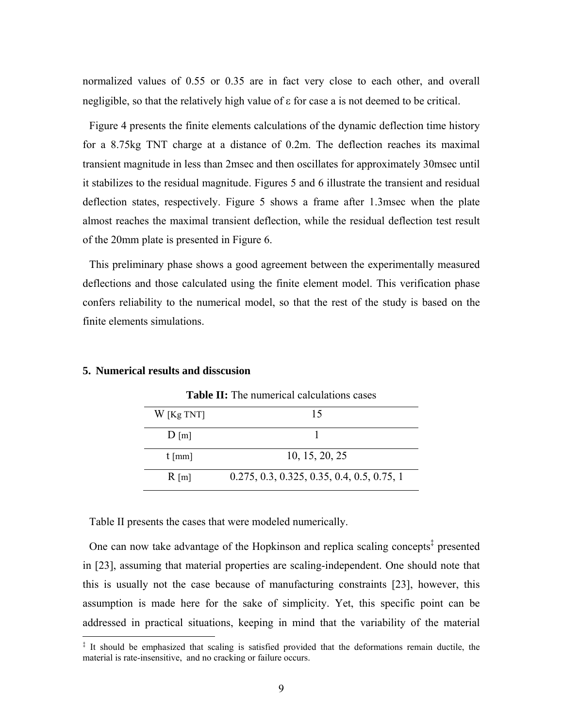normalized values of 0.55 or 0.35 are in fact very close to each other, and overall negligible, so that the relatively high value of ε for case a is not deemed to be critical.

Figure 4 presents the finite elements calculations of the dynamic deflection time history for a 8.75kg TNT charge at a distance of 0.2m. The deflection reaches its maximal transient magnitude in less than 2msec and then oscillates for approximately 30msec until it stabilizes to the residual magnitude. Figures 5 and 6 illustrate the transient and residual deflection states, respectively. Figure 5 shows a frame after 1.3msec when the plate almost reaches the maximal transient deflection, while the residual deflection test result of the 20mm plate is presented in Figure 6.

This preliminary phase shows a good agreement between the experimentally measured deflections and those calculated using the finite element model. This verification phase confers reliability to the numerical model, so that the rest of the study is based on the finite elements simulations.

## 5. Numerical results and disscusion

**Table II:** The numerical calculations cases

| | |
|---|---|
| W [Kg TNT] | 15 |
| D [m] | 1 |
| t [mm] | 10, 15, 20, 25 |
| R [m] | 0.275, 0.3, 0.325, 0.35, 0.4, 0.5, 0.75, 1 |

Table II presents the cases that were modeled numerically.

One can now take advantage of the Hopkinson and replica scaling concepts[‡] presented in [23], assuming that material properties are scaling-independent. One should note that this is usually not the case because of manufacturing constraints [23], however, this assumption is made here for the sake of simplicity. Yet, this specific point can be addressed in practical situations, keeping in mind that the variability of the material

[‡] It should be emphasized that scaling is satisfied provided that the deformations remain ductile, the material is rate-insensitive, and no cracking or failure occurs.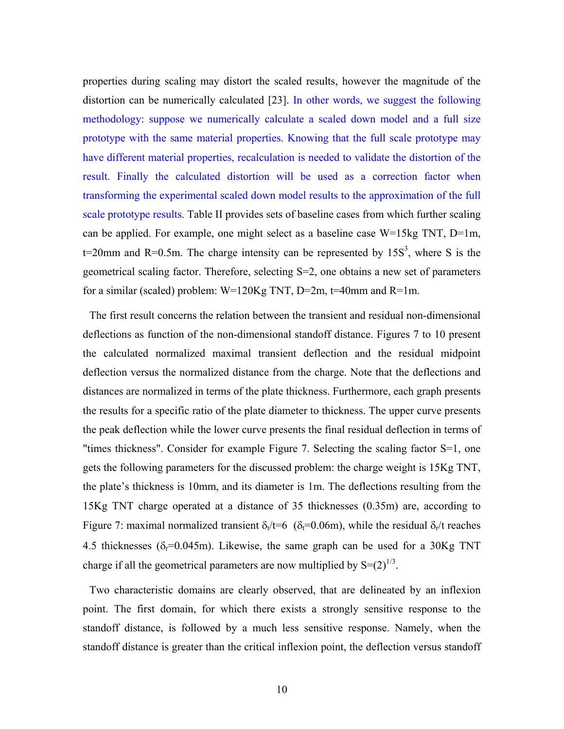properties during scaling may distort the scaled results, however the magnitude of the distortion can be numerically calculated [23]. In other words, we suggest the following methodology: suppose we numerically calculate a scaled down model and a full size prototype with the same material properties. Knowing that the full scale prototype may have different material properties, recalculation is needed to validate the distortion of the result. Finally the calculated distortion will be used as a correction factor when transforming the experimental scaled down model results to the approximation of the full scale prototype results. Table II provides sets of baseline cases from which further scaling can be applied. For example, one might select as a baseline case W=15kg TNT, D=1m, t=20mm and R=0.5m. The charge intensity can be represented by $15S^3$, where S is the geometrical scaling factor. Therefore, selecting S=2, one obtains a new set of parameters for a similar (scaled) problem: W=120Kg TNT, D=2m, t=40mm and R=1m.

The first result concerns the relation between the transient and residual non-dimensional deflections as function of the non-dimensional standoff distance. Figures 7 to 10 present the calculated normalized maximal transient deflection and the residual midpoint deflection versus the normalized distance from the charge. Note that the deflections and distances are normalized in terms of the plate thickness. Furthermore, each graph presents the results for a specific ratio of the plate diameter to thickness. The upper curve presents the peak deflection while the lower curve presents the final residual deflection in terms of "times thickness". Consider for example Figure 7. Selecting the scaling factor S=1, one gets the following parameters for the discussed problem: the charge weight is 15Kg TNT, the plate's thickness is 10mm, and its diameter is 1m. The deflections resulting from the 15Kg TNT charge operated at a distance of 35 thicknesses (0.35m) are, according to Figure 7: maximal normalized transient $\delta_t/t=6$ ($\delta_t=0.06$m), while the residual $\delta_r/t$ reaches 4.5 thicknesses ($\delta_r=0.045$m). Likewise, the same graph can be used for a 30Kg TNT charge if all the geometrical parameters are now multiplied by $S=(2)^{1/3}$.

Two characteristic domains are clearly observed, that are delineated by an inflexion point. The first domain, for which there exists a strongly sensitive response to the standoff distance, is followed by a much less sensitive response. Namely, when the standoff distance is greater than the critical inflexion point, the deflection versus standoff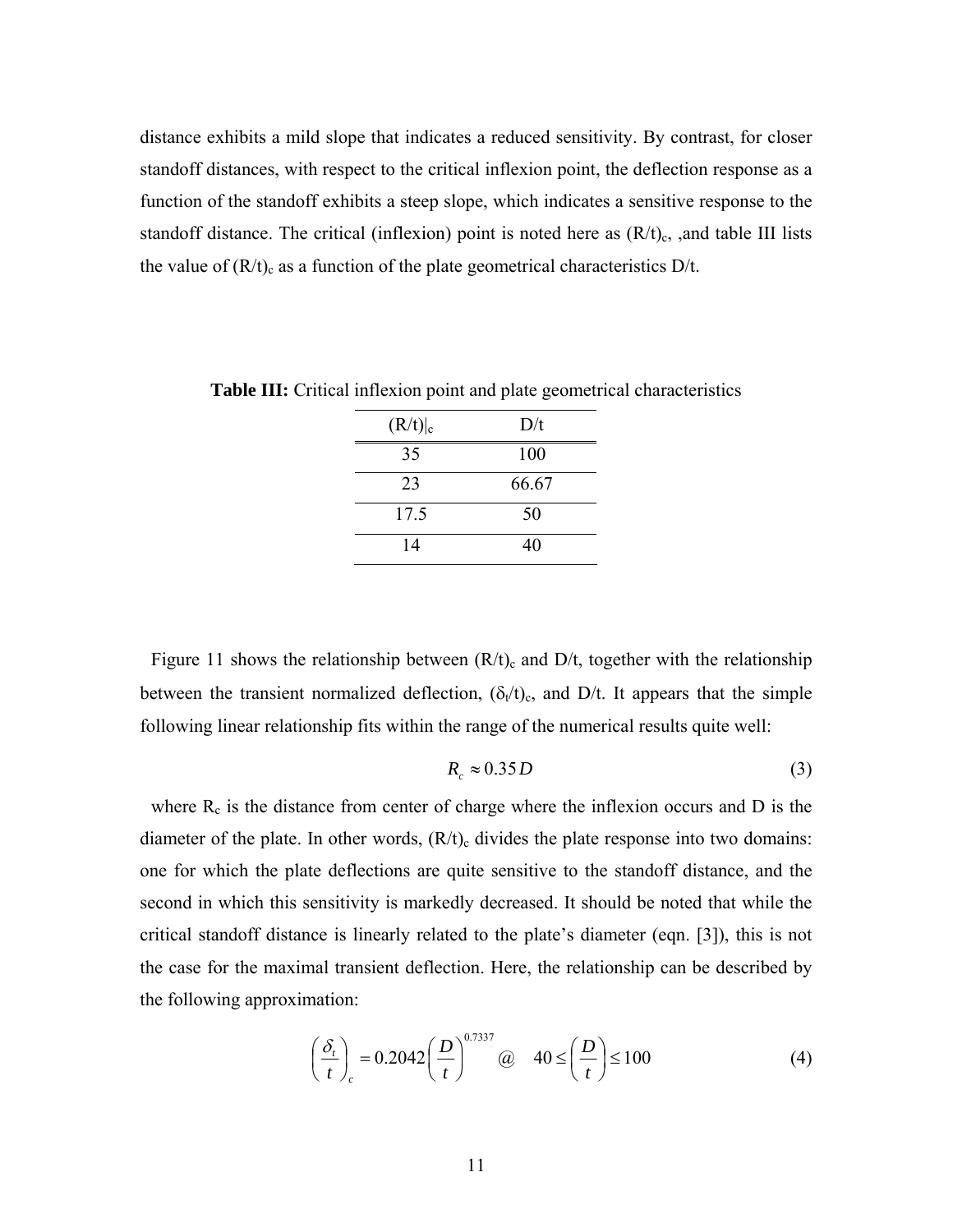distance exhibits a mild slope that indicates a reduced sensitivity. By contrast, for closer standoff distances, with respect to the critical inflexion point, the deflection response as a function of the standoff exhibits a steep slope, which indicates a sensitive response to the standoff distance. The critical (inflexion) point is noted here as $(R/t)_c$, ,and table III lists the value of $(R/t)_c$ as a function of the plate geometrical characteristics D/t.

**Table III:** Critical inflexion point and plate geometrical characteristics

| $(R/t)\|_c$ | D/t |
|---|---|
| 35 | 100 |
| 23 | 66.67 |
| 17.5 | 50 |
| 14 | 40 |

Figure 11 shows the relationship between $(R/t)_c$ and D/t, together with the relationship between the transient normalized deflection, $(\delta_t/t)_c$, and D/t. It appears that the simple following linear relationship fits within the range of the numerical results quite well:

$$R_c \approx 0.35\,D \tag{3}$$

where $R_c$ is the distance from center of charge where the inflexion occurs and D is the diameter of the plate. In other words, $(R/t)_c$ divides the plate response into two domains: one for which the plate deflections are quite sensitive to the standoff distance, and the second in which this sensitivity is markedly decreased. It should be noted that while the critical standoff distance is linearly related to the plate's diameter (eqn. [3]), this is not the case for the maximal transient deflection. Here, the relationship can be described by the following approximation:

$$\left(\frac{\delta_t}{t}\right)_c = 0.2042\left(\frac{D}{t}\right)^{0.7337} \quad @ \quad 40 \leq \left(\frac{D}{t}\right) \leq 100 \tag{4}$$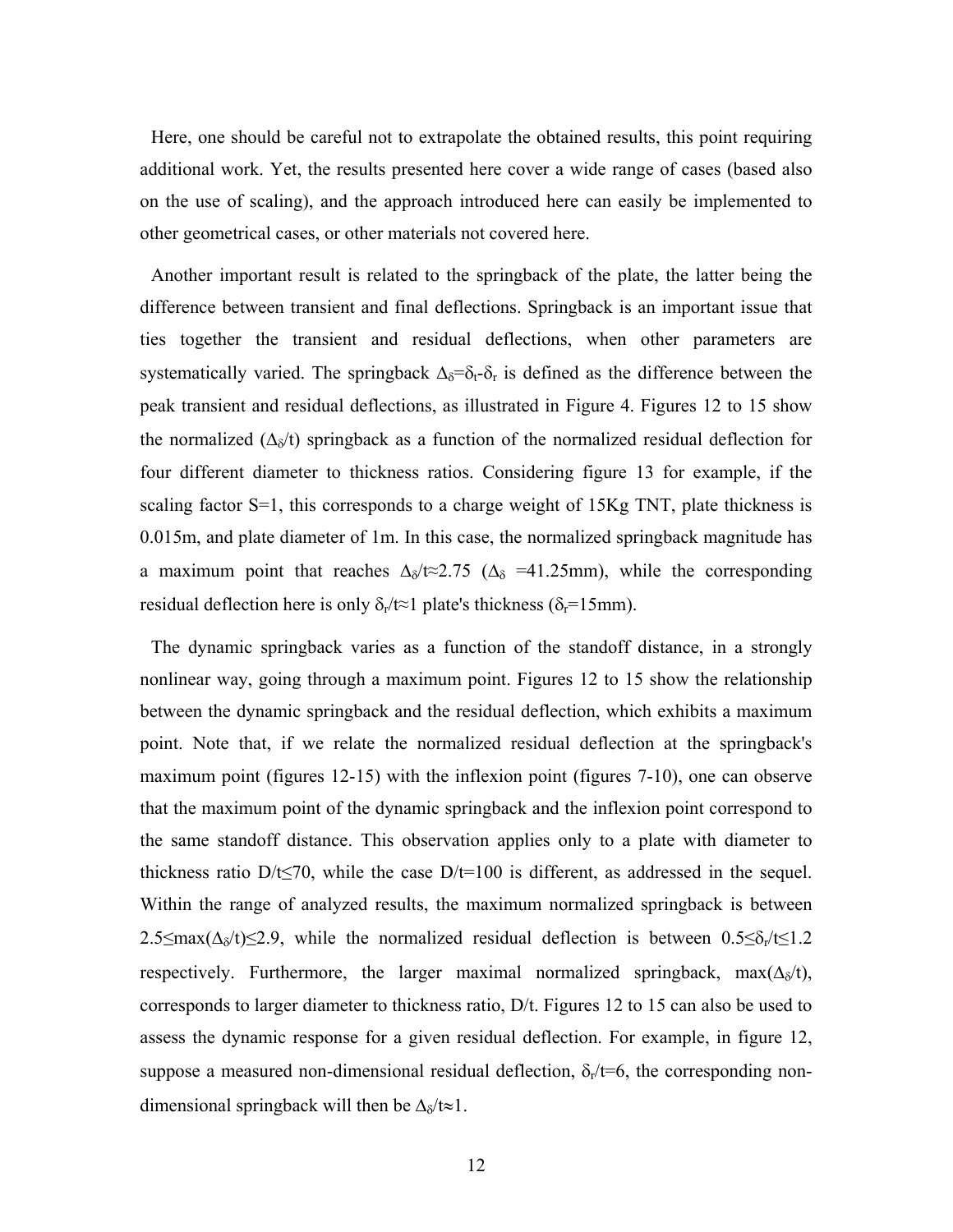Here, one should be careful not to extrapolate the obtained results, this point requiring additional work. Yet, the results presented here cover a wide range of cases (based also on the use of scaling), and the approach introduced here can easily be implemented to other geometrical cases, or other materials not covered here.

Another important result is related to the springback of the plate, the latter being the difference between transient and final deflections. Springback is an important issue that ties together the transient and residual deflections, when other parameters are systematically varied. The springback $\Delta_\delta=\delta_t-\delta_r$ is defined as the difference between the peak transient and residual deflections, as illustrated in Figure 4. Figures 12 to 15 show the normalized ($\Delta_\delta/t$) springback as a function of the normalized residual deflection for four different diameter to thickness ratios. Considering figure 13 for example, if the scaling factor S=1, this corresponds to a charge weight of 15Kg TNT, plate thickness is 0.015m, and plate diameter of 1m. In this case, the normalized springback magnitude has a maximum point that reaches $\Delta_\delta/t\approx 2.75$ ($\Delta_\delta$ =41.25mm), while the corresponding residual deflection here is only $\delta_r/t\approx 1$ plate's thickness ($\delta_r$=15mm).

The dynamic springback varies as a function of the standoff distance, in a strongly nonlinear way, going through a maximum point. Figures 12 to 15 show the relationship between the dynamic springback and the residual deflection, which exhibits a maximum point. Note that, if we relate the normalized residual deflection at the springback's maximum point (figures 12-15) with the inflexion point (figures 7-10), one can observe that the maximum point of the dynamic springback and the inflexion point correspond to the same standoff distance. This observation applies only to a plate with diameter to thickness ratio $D/t\leq 70$, while the case D/t=100 is different, as addressed in the sequel. Within the range of analyzed results, the maximum normalized springback is between $2.5\leq \max(\Delta_\delta/t)\leq 2.9$, while the normalized residual deflection is between $0.5\leq \delta_r/t\leq 1.2$ respectively. Furthermore, the larger maximal normalized springback, $\max(\Delta_\delta/t)$, corresponds to larger diameter to thickness ratio, D/t. Figures 12 to 15 can also be used to assess the dynamic response for a given residual deflection. For example, in figure 12, suppose a measured non-dimensional residual deflection, $\delta_r/t=6$, the corresponding non-dimensional springback will then be $\Delta_\delta/t\approx 1$.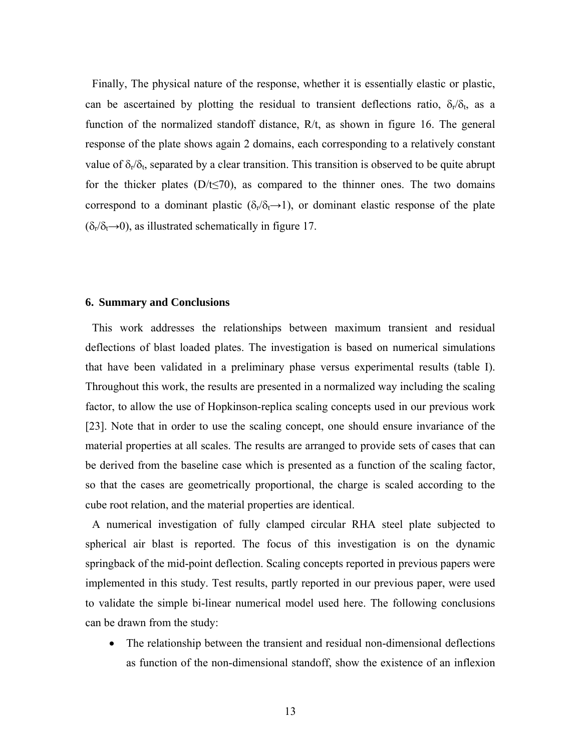Finally, The physical nature of the response, whether it is essentially elastic or plastic, can be ascertained by plotting the residual to transient deflections ratio, $\delta_r/\delta_t$, as a function of the normalized standoff distance, R/t, as shown in figure 16. The general response of the plate shows again 2 domains, each corresponding to a relatively constant value of $\delta_r/\delta_t$, separated by a clear transition. This transition is observed to be quite abrupt for the thicker plates ($D/t \leq 70$), as compared to the thinner ones. The two domains correspond to a dominant plastic ($\delta_r/\delta_t \rightarrow 1$), or dominant elastic response of the plate ($\delta_r/\delta_t \rightarrow 0$), as illustrated schematically in figure 17.

## 6. Summary and Conclusions

This work addresses the relationships between maximum transient and residual deflections of blast loaded plates. The investigation is based on numerical simulations that have been validated in a preliminary phase versus experimental results (table I). Throughout this work, the results are presented in a normalized way including the scaling factor, to allow the use of Hopkinson-replica scaling concepts used in our previous work [23]. Note that in order to use the scaling concept, one should ensure invariance of the material properties at all scales. The results are arranged to provide sets of cases that can be derived from the baseline case which is presented as a function of the scaling factor, so that the cases are geometrically proportional, the charge is scaled according to the cube root relation, and the material properties are identical.

A numerical investigation of fully clamped circular RHA steel plate subjected to spherical air blast is reported. The focus of this investigation is on the dynamic springback of the mid-point deflection. Scaling concepts reported in previous papers were implemented in this study. Test results, partly reported in our previous paper, were used to validate the simple bi-linear numerical model used here. The following conclusions can be drawn from the study:

- The relationship between the transient and residual non-dimensional deflections as function of the non-dimensional standoff, show the existence of an inflexion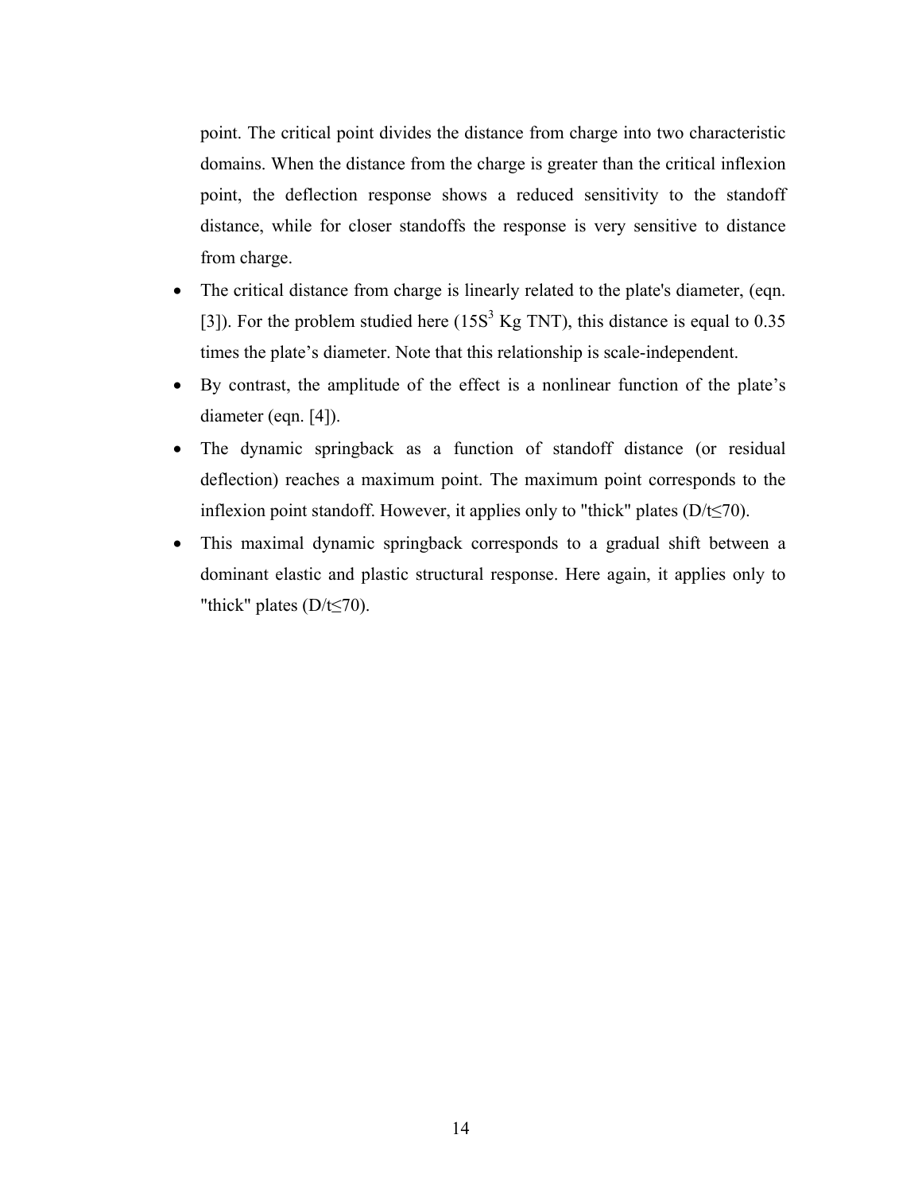point. The critical point divides the distance from charge into two characteristic domains. When the distance from the charge is greater than the critical inflexion point, the deflection response shows a reduced sensitivity to the standoff distance, while for closer standoffs the response is very sensitive to distance from charge.

- The critical distance from charge is linearly related to the plate's diameter, (eqn. [3]). For the problem studied here ($15S^3$ Kg TNT), this distance is equal to 0.35 times the plate's diameter. Note that this relationship is scale-independent.
- By contrast, the amplitude of the effect is a nonlinear function of the plate's diameter (eqn. [4]).
- The dynamic springback as a function of standoff distance (or residual deflection) reaches a maximum point. The maximum point corresponds to the inflexion point standoff. However, it applies only to "thick" plates ($D/t \leq 70$).
- This maximal dynamic springback corresponds to a gradual shift between a dominant elastic and plastic structural response. Here again, it applies only to "thick" plates ($D/t \leq 70$).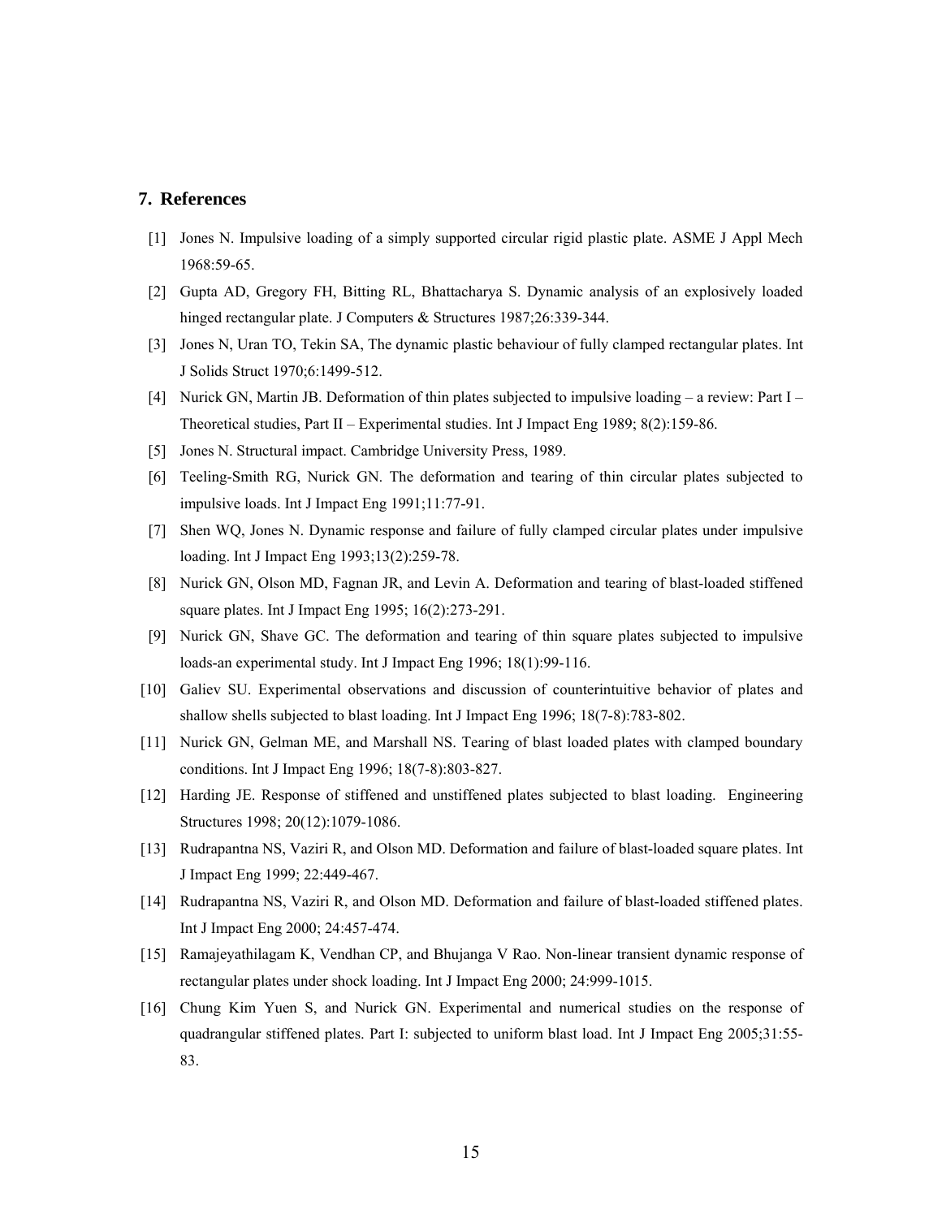## 7. References

[1] Jones N. Impulsive loading of a simply supported circular rigid plastic plate. ASME J Appl Mech 1968:59-65.

[2] Gupta AD, Gregory FH, Bitting RL, Bhattacharya S. Dynamic analysis of an explosively loaded hinged rectangular plate. J Computers & Structures 1987;26:339-344.

[3] Jones N, Uran TO, Tekin SA, The dynamic plastic behaviour of fully clamped rectangular plates. Int J Solids Struct 1970;6:1499-512.

[4] Nurick GN, Martin JB. Deformation of thin plates subjected to impulsive loading – a review: Part I – Theoretical studies, Part II – Experimental studies. Int J Impact Eng 1989; 8(2):159-86.

[5] Jones N. Structural impact. Cambridge University Press, 1989.

[6] Teeling-Smith RG, Nurick GN. The deformation and tearing of thin circular plates subjected to impulsive loads. Int J Impact Eng 1991;11:77-91.

[7] Shen WQ, Jones N. Dynamic response and failure of fully clamped circular plates under impulsive loading. Int J Impact Eng 1993;13(2):259-78.

[8] Nurick GN, Olson MD, Fagnan JR, and Levin A. Deformation and tearing of blast-loaded stiffened square plates. Int J Impact Eng 1995; 16(2):273-291.

[9] Nurick GN, Shave GC. The deformation and tearing of thin square plates subjected to impulsive loads-an experimental study. Int J Impact Eng 1996; 18(1):99-116.

[10] Galiev SU. Experimental observations and discussion of counterintuitive behavior of plates and shallow shells subjected to blast loading. Int J Impact Eng 1996; 18(7-8):783-802.

[11] Nurick GN, Gelman ME, and Marshall NS. Tearing of blast loaded plates with clamped boundary conditions. Int J Impact Eng 1996; 18(7-8):803-827.

[12] Harding JE. Response of stiffened and unstiffened plates subjected to blast loading. Engineering Structures 1998; 20(12):1079-1086.

[13] Rudrapantna NS, Vaziri R, and Olson MD. Deformation and failure of blast-loaded square plates. Int J Impact Eng 1999; 22:449-467.

[14] Rudrapantna NS, Vaziri R, and Olson MD. Deformation and failure of blast-loaded stiffened plates. Int J Impact Eng 2000; 24:457-474.

[15] Ramajeyathilagam K, Vendhan CP, and Bhujanga V Rao. Non-linear transient dynamic response of rectangular plates under shock loading. Int J Impact Eng 2000; 24:999-1015.

[16] Chung Kim Yuen S, and Nurick GN. Experimental and numerical studies on the response of quadrangular stiffened plates. Part I: subjected to uniform blast load. Int J Impact Eng 2005;31:55-83.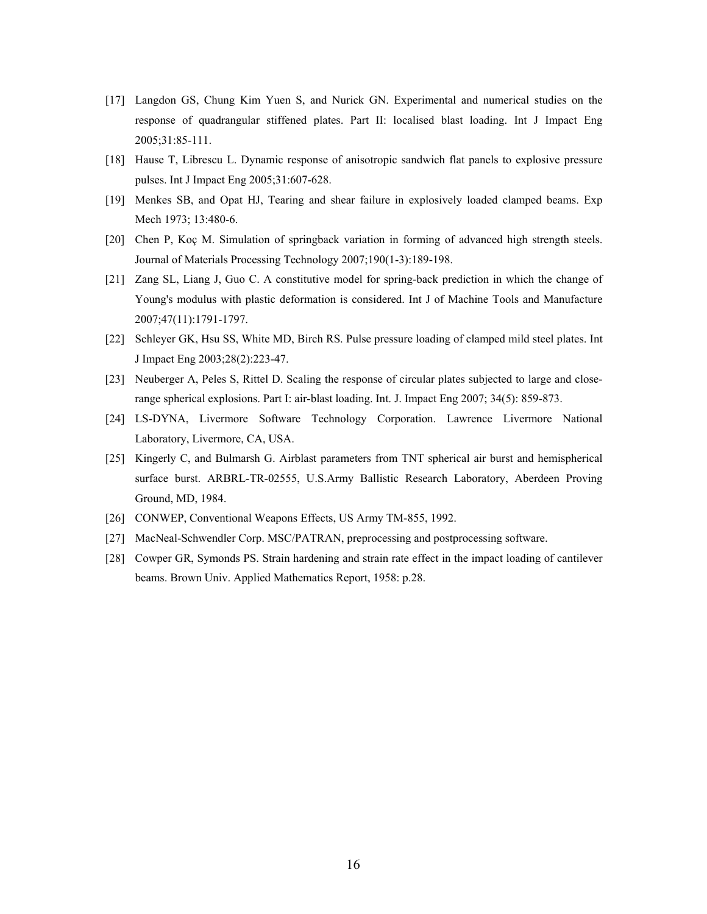[17] Langdon GS, Chung Kim Yuen S, and Nurick GN. Experimental and numerical studies on the response of quadrangular stiffened plates. Part II: localised blast loading. Int J Impact Eng 2005;31:85-111.

[18] Hause T, Librescu L. Dynamic response of anisotropic sandwich flat panels to explosive pressure pulses. Int J Impact Eng 2005;31:607-628.

[19] Menkes SB, and Opat HJ, Tearing and shear failure in explosively loaded clamped beams. Exp Mech 1973; 13:480-6.

[20] Chen P, Koç M. Simulation of springback variation in forming of advanced high strength steels. Journal of Materials Processing Technology 2007;190(1-3):189-198.

[21] Zang SL, Liang J, Guo C. A constitutive model for spring-back prediction in which the change of Young's modulus with plastic deformation is considered. Int J of Machine Tools and Manufacture 2007;47(11):1791-1797.

[22] Schleyer GK, Hsu SS, White MD, Birch RS. Pulse pressure loading of clamped mild steel plates. Int J Impact Eng 2003;28(2):223-47.

[23] Neuberger A, Peles S, Rittel D. Scaling the response of circular plates subjected to large and close-range spherical explosions. Part I: air-blast loading. Int. J. Impact Eng 2007; 34(5): 859-873.

[24] LS-DYNA, Livermore Software Technology Corporation. Lawrence Livermore National Laboratory, Livermore, CA, USA.

[25] Kingerly C, and Bulmarsh G. Airblast parameters from TNT spherical air burst and hemispherical surface burst. ARBRL-TR-02555, U.S.Army Ballistic Research Laboratory, Aberdeen Proving Ground, MD, 1984.

[26] CONWEP, Conventional Weapons Effects, US Army TM-855, 1992.

[27] MacNeal-Schwendler Corp. MSC/PATRAN, preprocessing and postprocessing software.

[28] Cowper GR, Symonds PS. Strain hardening and strain rate effect in the impact loading of cantilever beams. Brown Univ. Applied Mathematics Report, 1958: p.28.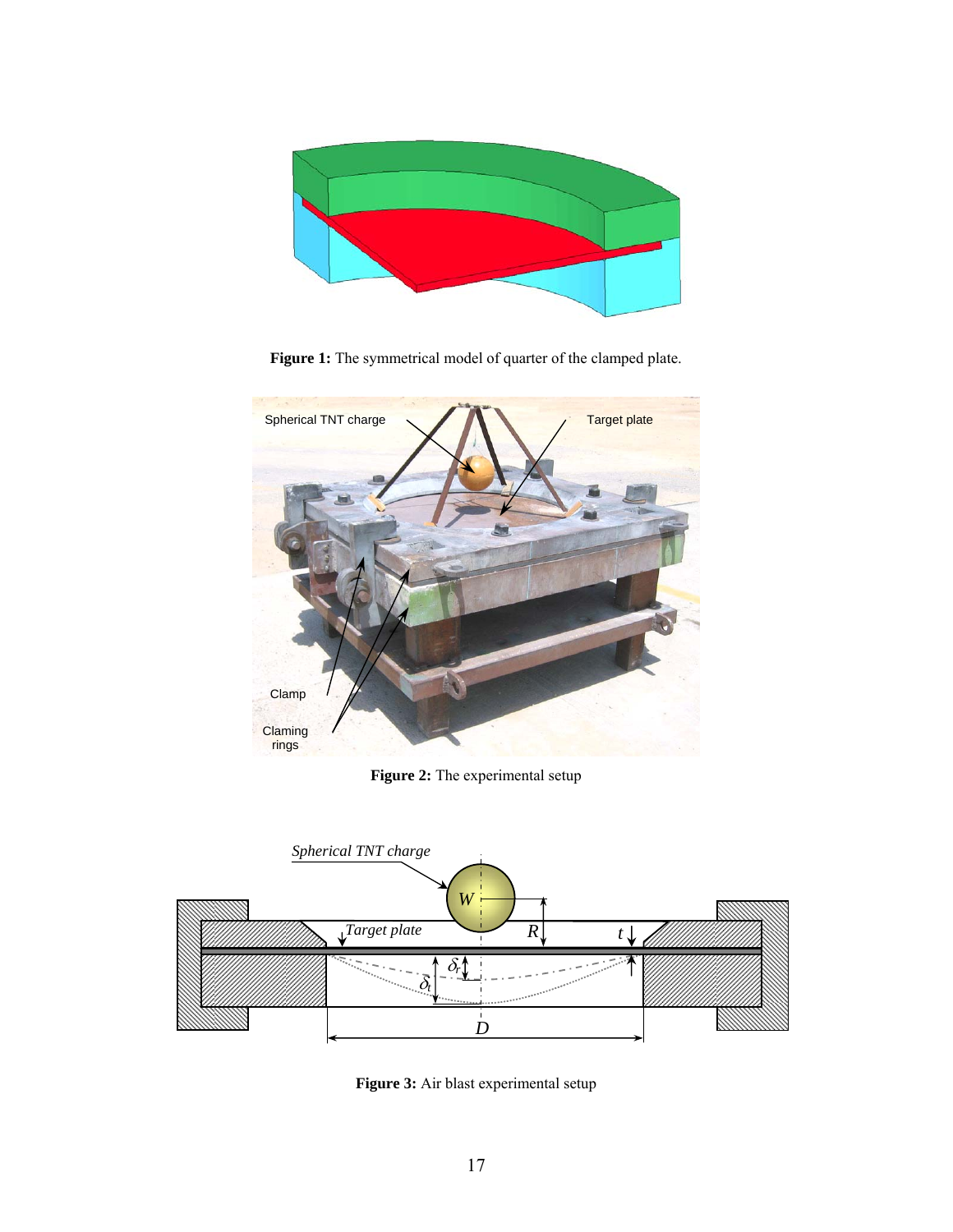**Figure 1:** The symmetrical model of quarter of the clamped plate.

**Figure 2:** The experimental setup

**Figure 3:** Air blast experimental setup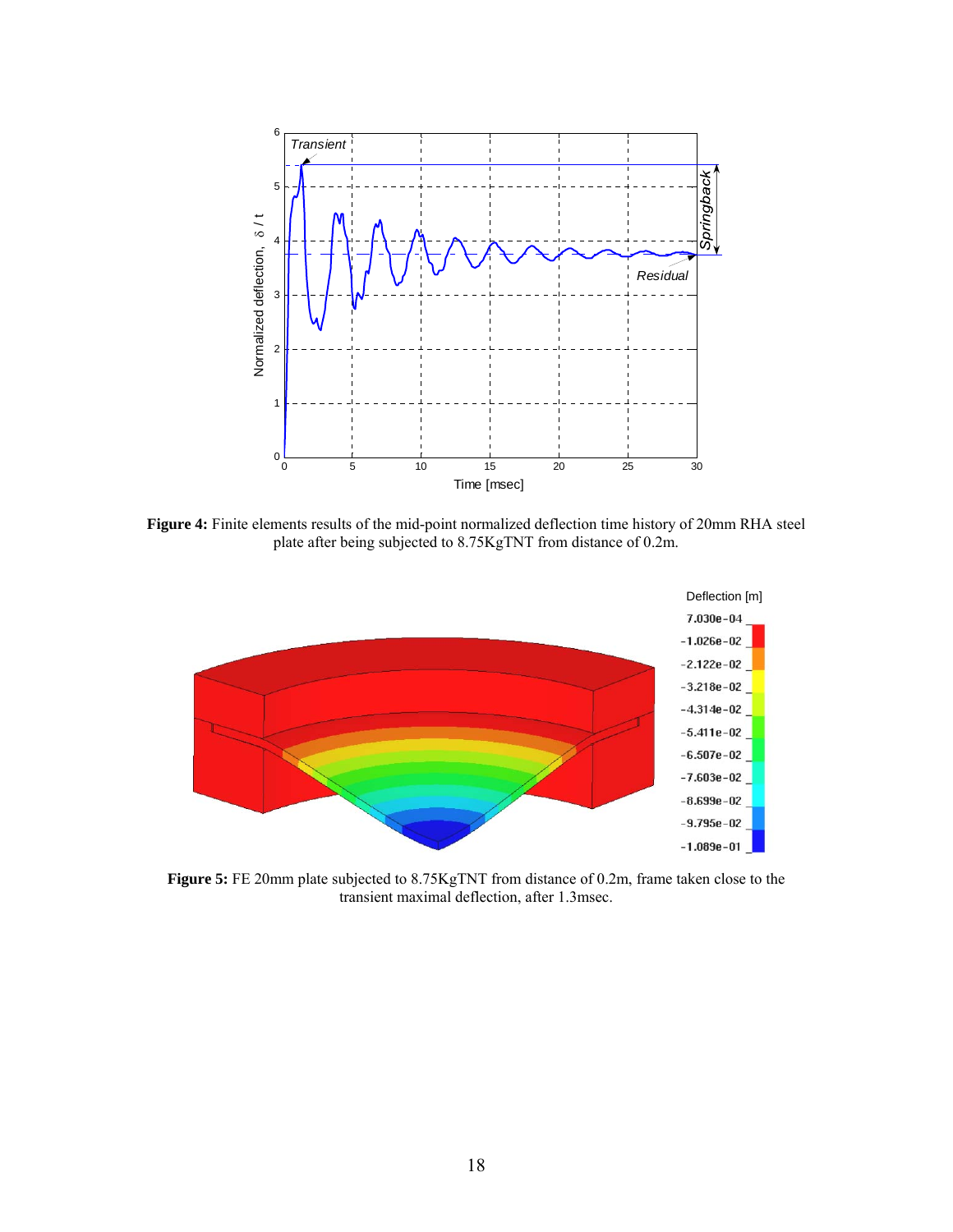**Figure 4:** Finite elements results of the mid-point normalized deflection time history of 20mm RHA steel plate after being subjected to 8.75KgTNT from distance of 0.2m.

**Figure 5:** FE 20mm plate subjected to 8.75KgTNT from distance of 0.2m, frame taken close to the transient maximal deflection, after 1.3msec.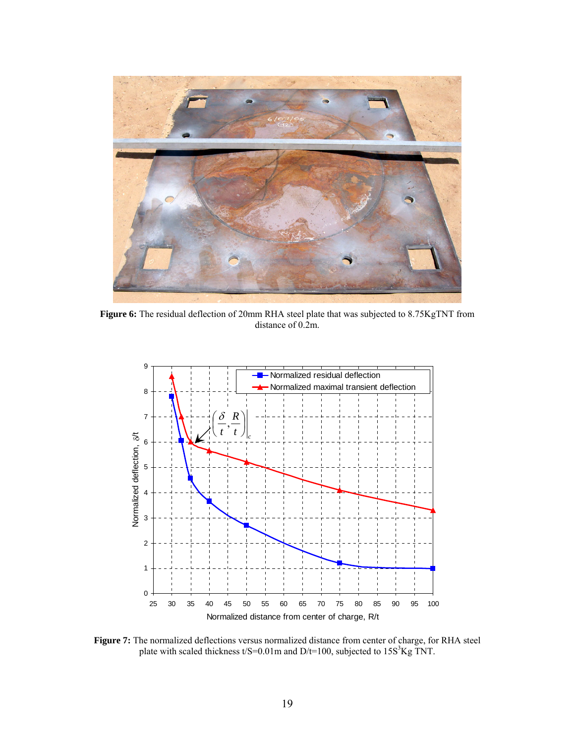**Figure 6:** The residual deflection of 20mm RHA steel plate that was subjected to 8.75KgTNT from distance of 0.2m.

**Figure 7:** The normalized deflections versus normalized distance from center of charge, for RHA steel plate with scaled thickness t/S=0.01m and D/t=100, subjected to $15S^3$Kg TNT.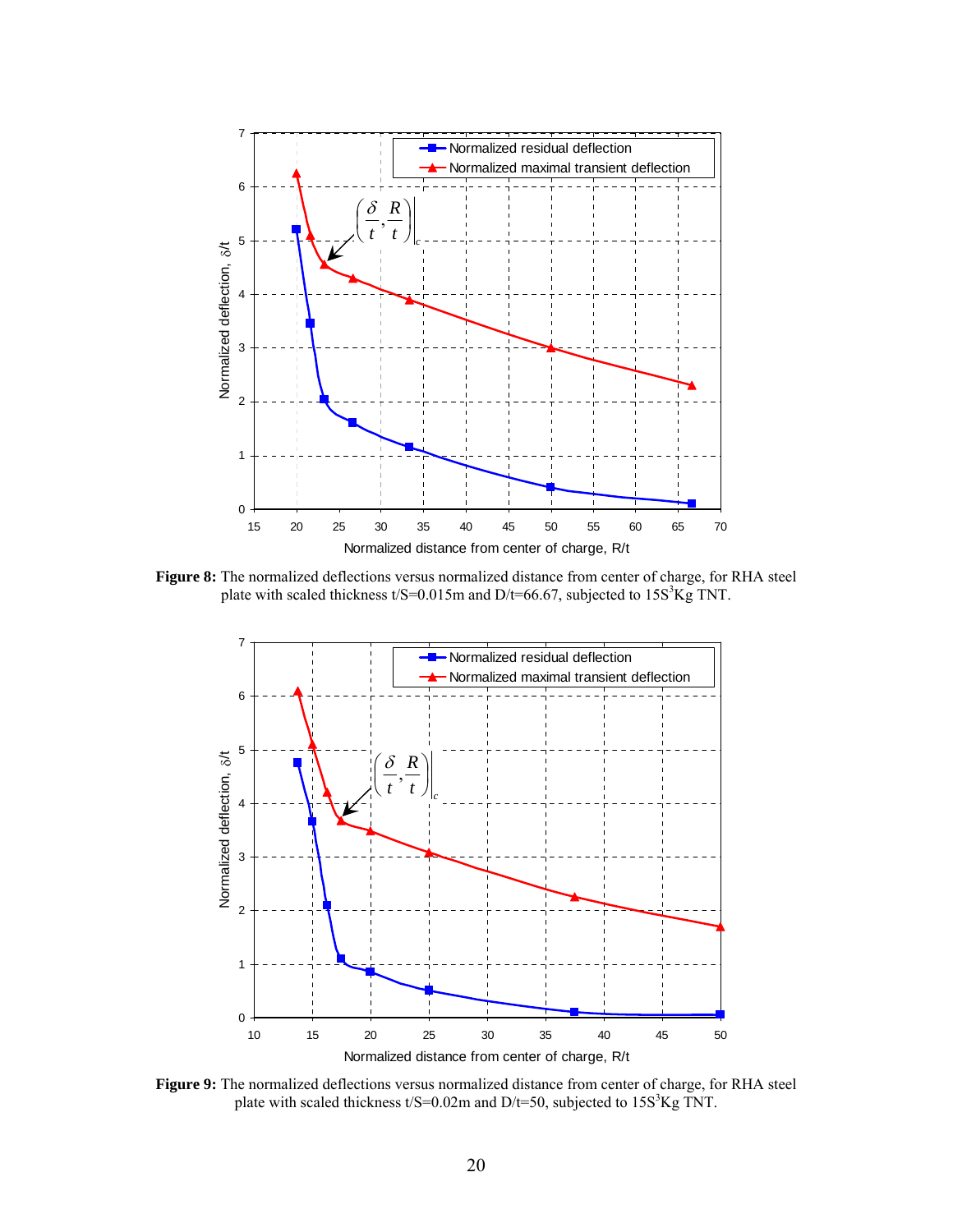Figure 8: The normalized deflections versus normalized distance from center of charge, for RHA steel plate with scaled thickness t/S=0.015m and D/t=66.67, subjected to $15S^3$Kg TNT.

Figure 9: The normalized deflections versus normalized distance from center of charge, for RHA steel plate with scaled thickness t/S=0.02m and D/t=50, subjected to $15S^3$Kg TNT.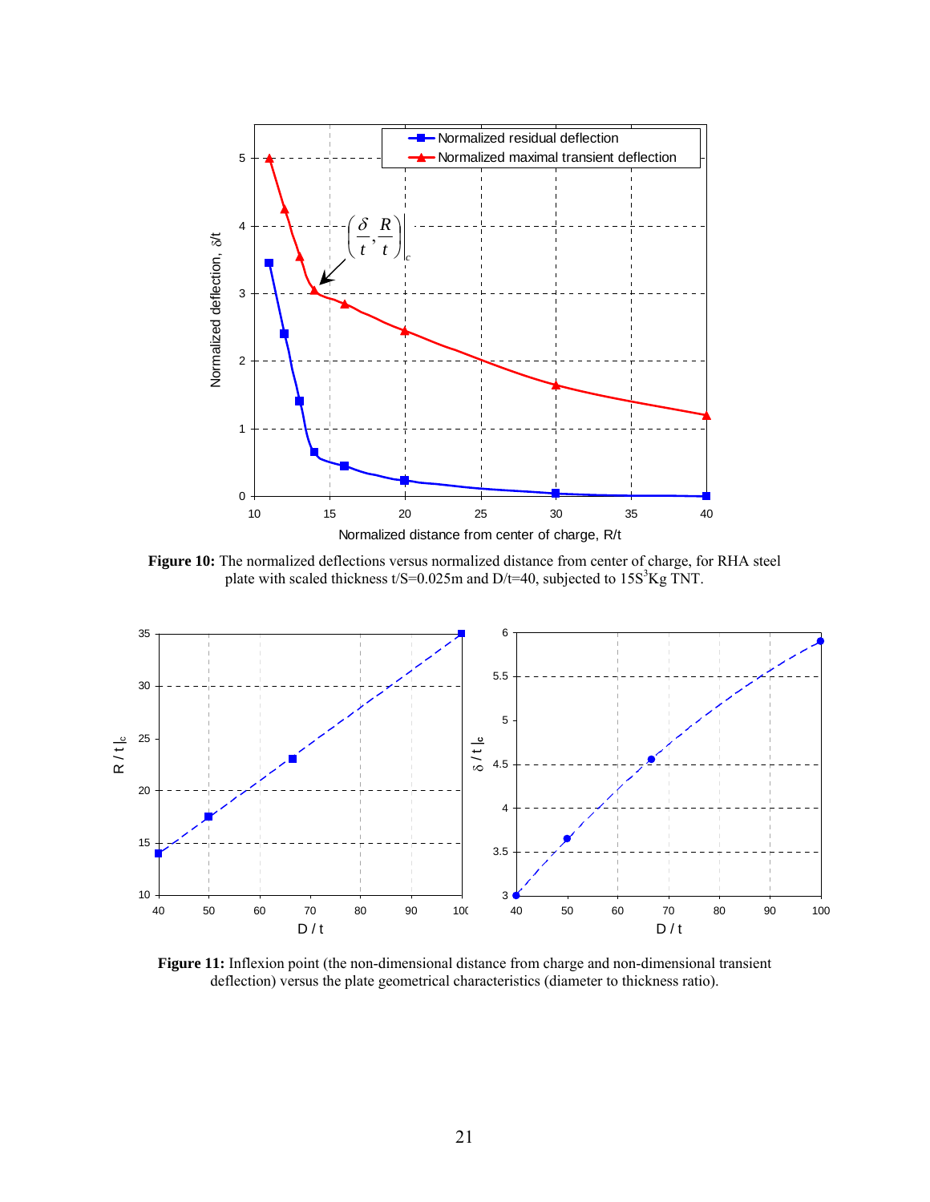**Figure 10:** The normalized deflections versus normalized distance from center of charge, for RHA steel plate with scaled thickness t/S=0.025m and D/t=40, subjected to $15S^3$Kg TNT.

**Figure 11:** Inflexion point (the non-dimensional distance from charge and non-dimensional transient deflection) versus the plate geometrical characteristics (diameter to thickness ratio).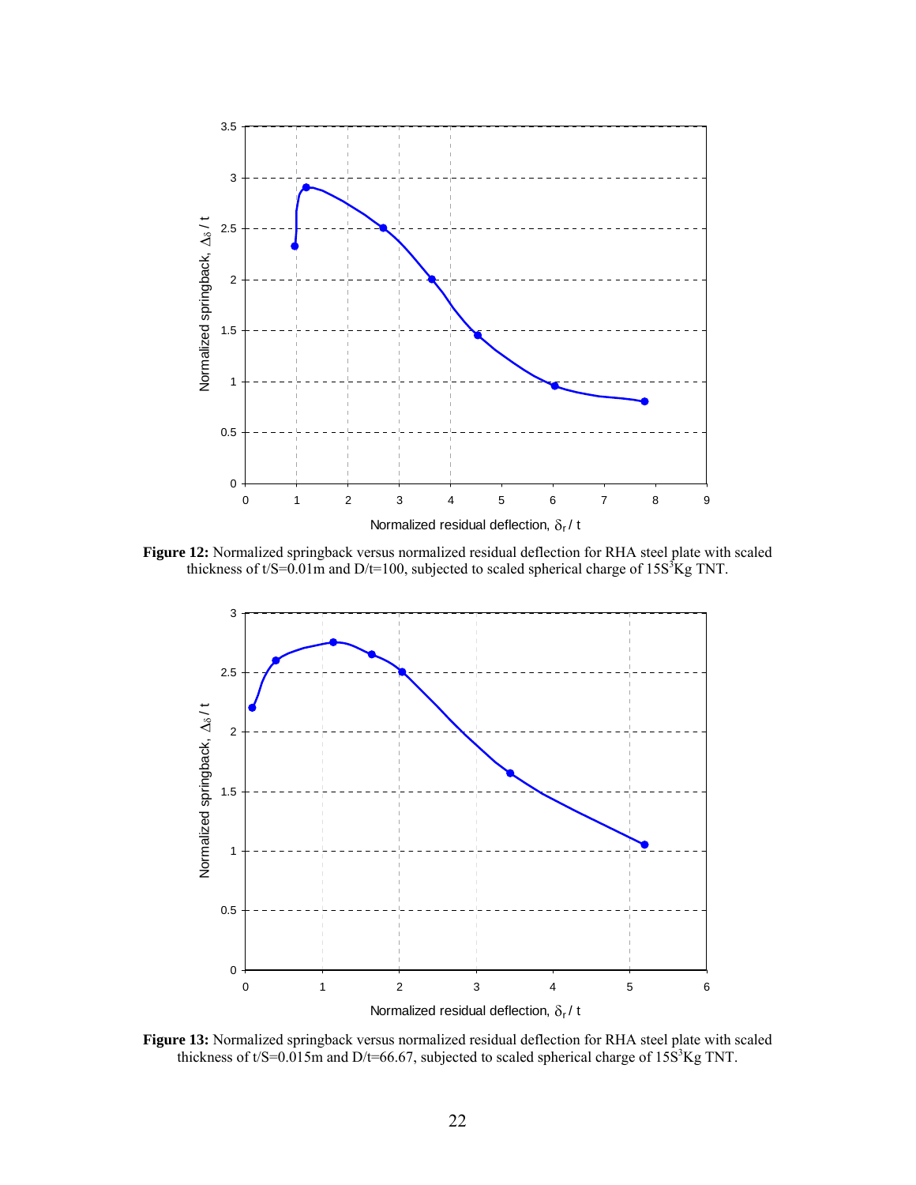**Figure 12:** Normalized springback versus normalized residual deflection for RHA steel plate with scaled thickness of t/S=0.01m and D/t=100, subjected to scaled spherical charge of $15S^3$Kg TNT.

**Figure 13:** Normalized springback versus normalized residual deflection for RHA steel plate with scaled thickness of t/S=0.015m and D/t=66.67, subjected to scaled spherical charge of $15S^3$Kg TNT.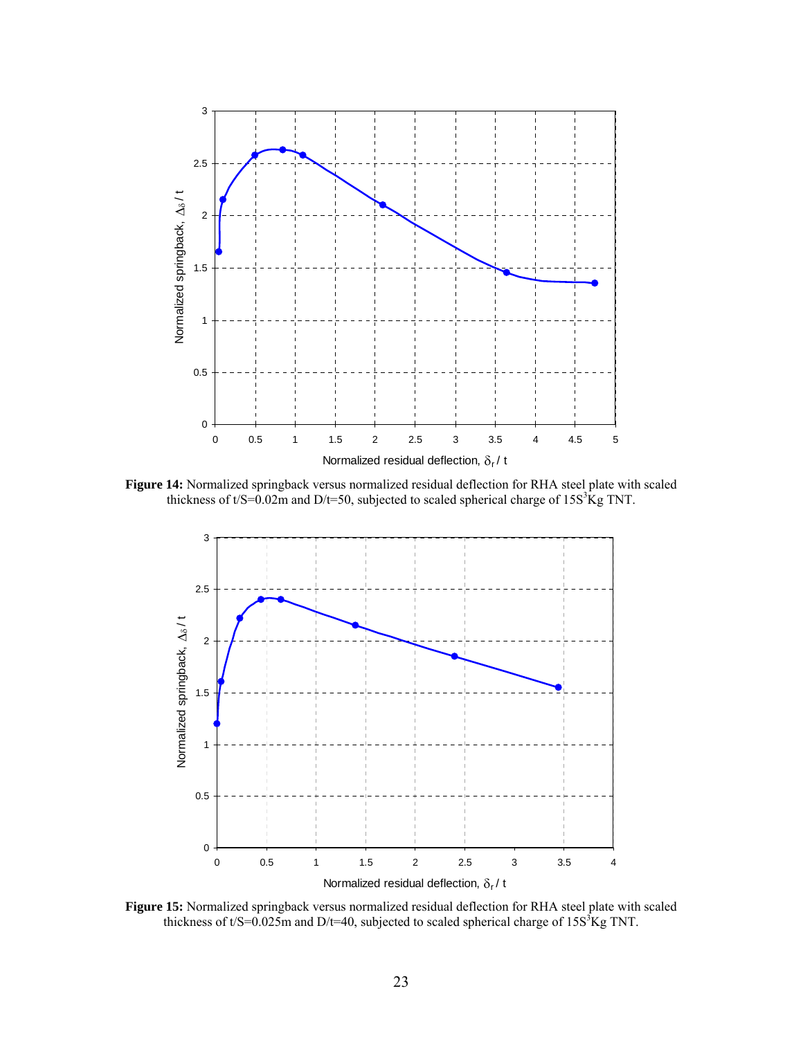**Figure 14:** Normalized springback versus normalized residual deflection for RHA steel plate with scaled thickness of t/S=0.02m and D/t=50, subjected to scaled spherical charge of $15S^3$Kg TNT.

**Figure 15:** Normalized springback versus normalized residual deflection for RHA steel plate with scaled thickness of t/S=0.025m and D/t=40, subjected to scaled spherical charge of $15S^3$Kg TNT.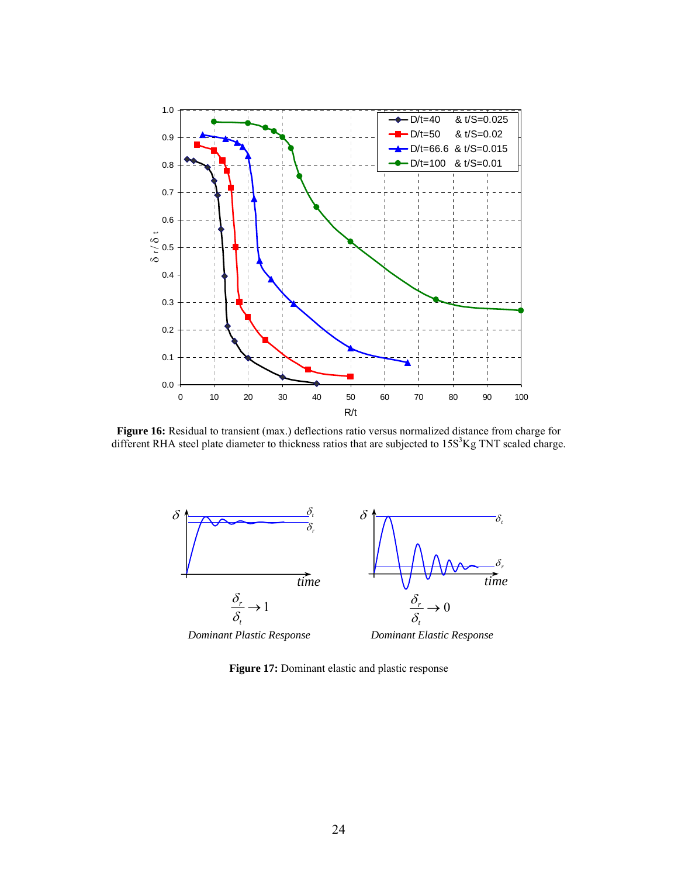1.0
0.9
0.8
0.7
0.6
0.5
0.4
0.3
0.2
0.1
0.0

δ r / δ t

0 10 20 30 40 50 60 70 80 90 100

R/t

D/t=40 & t/S=0.025
D/t=50 & t/S=0.02
D/t=66.6 & t/S=0.015
D/t=100 & t/S=0.01

**Figure 16:** Residual to transient (max.) deflections ratio versus normalized distance from charge for different RHA steel plate diameter to thickness ratios that are subjected to $15S^3$Kg TNT scaled charge.

$\delta$ $\delta_t$ $\delta_r$ *time*

$$\frac{\delta_r}{\delta_t} \rightarrow 1$$

*Dominant Plastic Response*

$\delta$ $\delta_t$ $\delta_r$ *time*

$$\frac{\delta_r}{\delta_t} \rightarrow 0$$

*Dominant Elastic Response*

**Figure 17:** Dominant elastic and plastic response